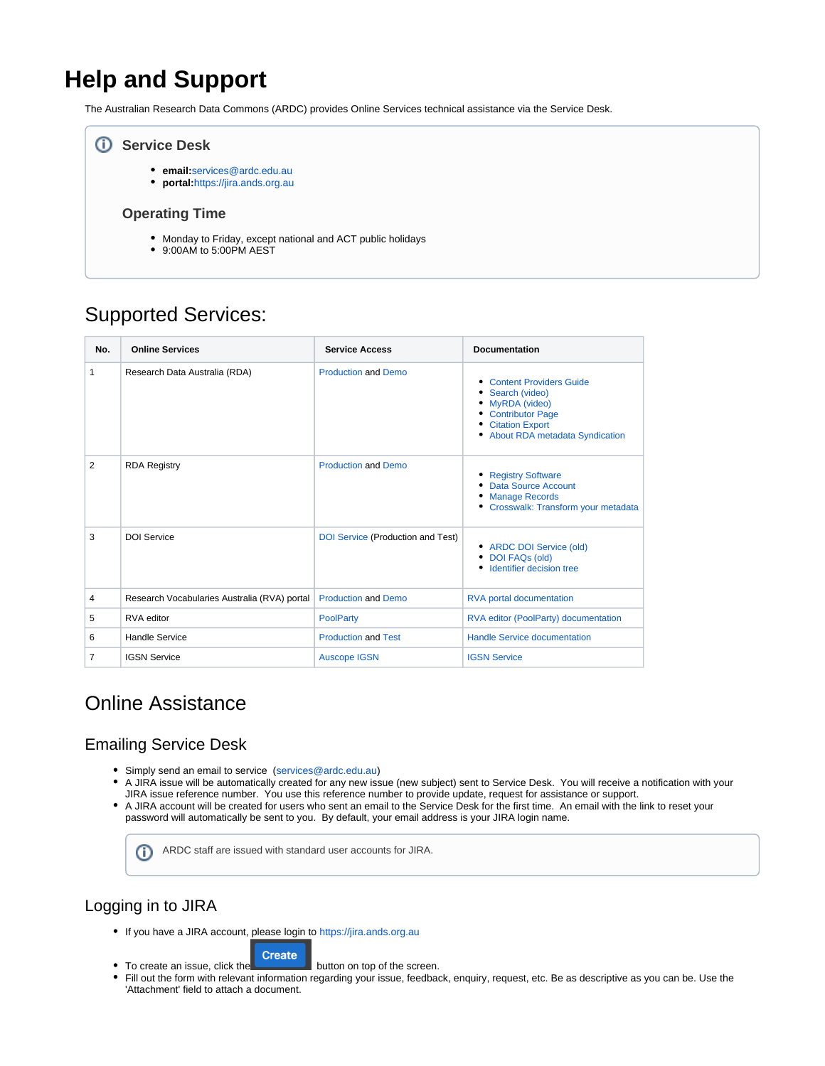# Help and Support

The Australian Research Data Commons (ARDC) provides Online Services technical assistance via the Service Desk.

> ### Service Desk
>
> - **email:**services@ardc.edu.au
> - **portal:**https://jira.ands.org.au
>
> ### Operating Time
>
> - Monday to Friday, except national and ACT public holidays
> - 9:00AM to 5:00PM AEST

## Supported Services:

| No. | Online Services | Service Access | Documentation |
|---|---|---|---|
| 1 | Research Data Australia (RDA) | Production and Demo | • Content Providers Guide<br>• Search (video)<br>• MyRDA (video)<br>• Contributor Page<br>• Citation Export<br>• About RDA metadata Syndication |
| 2 | RDA Registry | Production and Demo | • Registry Software<br>• Data Source Account<br>• Manage Records<br>• Crosswalk: Transform your metadata |
| 3 | DOI Service | DOI Service (Production and Test) | • ARDC DOI Service (old)<br>• DOI FAQs (old)<br>• Identifier decision tree |
| 4 | Research Vocabularies Australia (RVA) portal | Production and Demo | RVA portal documentation |
| 5 | RVA editor | PoolParty | RVA editor (PoolParty) documentation |
| 6 | Handle Service | Production and Test | Handle Service documentation |
| 7 | IGSN Service | Auscope IGSN | IGSN Service |

## Online Assistance

### Emailing Service Desk

- Simply send an email to service (services@ardc.edu.au)
- A JIRA issue will be automatically created for any new issue (new subject) sent to Service Desk. You will receive a notification with your JIRA issue reference number. You use this reference number to provide update, request for assistance or support.
- A JIRA account will be created for users who sent an email to the Service Desk for the first time. An email with the link to reset your password will automatically be sent to you. By default, your email address is your JIRA login name.

> ARDC staff are issued with standard user accounts for JIRA.

### Logging in to JIRA

- If you have a JIRA account, please login to https://jira.ands.org.au
- To create an issue, click the **Create** button on top of the screen.
- Fill out the form with relevant information regarding your issue, feedback, enquiry, request, etc. Be as descriptive as you can be. Use the 'Attachment' field to attach a document.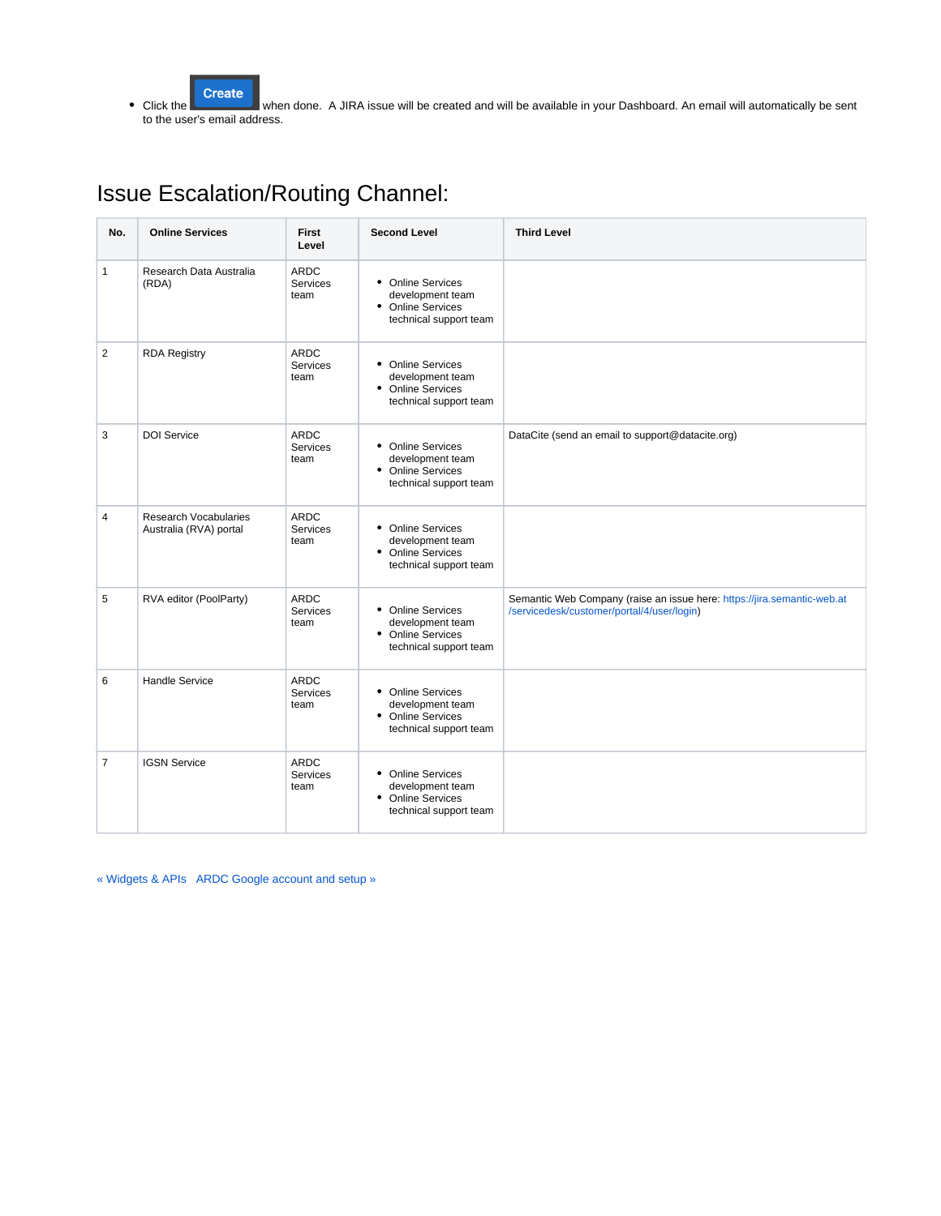- Click the **Create** when done.  A JIRA issue will be created and will be available in your Dashboard. An email will automatically be sent to the user's email address.

## Issue Escalation/Routing Channel:

| No. | Online Services | First Level | Second Level | Third Level |
|---|---|---|---|---|
| 1 | Research Data Australia (RDA) | ARDC Services team | • Online Services development team<br>• Online Services technical support team | |
| 2 | RDA Registry | ARDC Services team | • Online Services development team<br>• Online Services technical support team | |
| 3 | DOI Service | ARDC Services team | • Online Services development team<br>• Online Services technical support team | DataCite (send an email to support@datacite.org) |
| 4 | Research Vocabularies Australia (RVA) portal | ARDC Services team | • Online Services development team<br>• Online Services technical support team | |
| 5 | RVA editor (PoolParty) | ARDC Services team | • Online Services development team<br>• Online Services technical support team | Semantic Web Company (raise an issue here: https://jira.semantic-web.at/servicedesk/customer/portal/4/user/login) |
| 6 | Handle Service | ARDC Services team | • Online Services development team<br>• Online Services technical support team | |
| 7 | IGSN Service | ARDC Services team | • Online Services development team<br>• Online Services technical support team | |

« Widgets & APIs   ARDC Google account and setup »